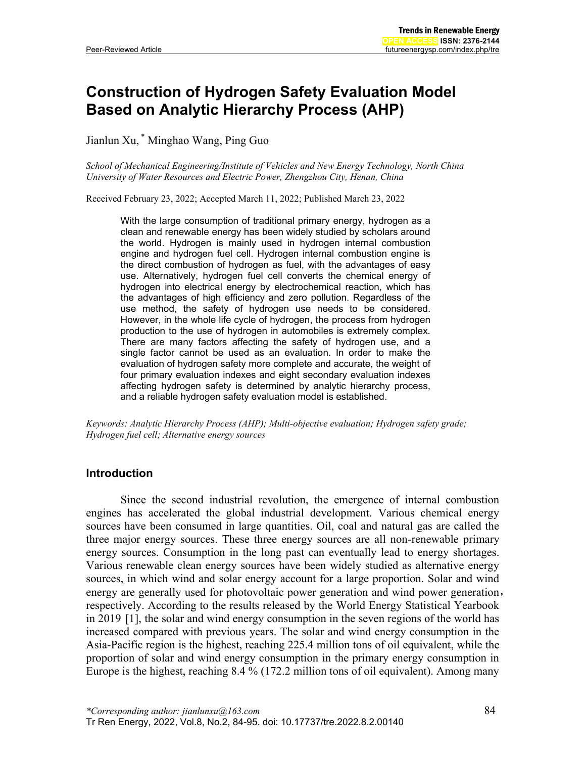# Construction of Hydrogen Safety Evaluation Model Based on Analytic Hierarchy Process (AHP)

Jianlun Xu, * Minghao Wang, Ping Guo

*School of Mechanical Engineering/Institute of Vehicles and New Energy Technology, North China University of Water Resources and Electric Power, Zhengzhou City, Henan, China*

Received February 23, 2022; Accepted March 11, 2022; Published March 23, 2022

With the large consumption of traditional primary energy, hydrogen as a clean and renewable energy has been widely studied by scholars around the world. Hydrogen is mainly used in hydrogen internal combustion engine and hydrogen fuel cell. Hydrogen internal combustion engine is the direct combustion of hydrogen as fuel, with the advantages of easy use. Alternatively, hydrogen fuel cell converts the chemical energy of hydrogen into electrical energy by electrochemical reaction, which has the advantages of high efficiency and zero pollution. Regardless of the use method, the safety of hydrogen use needs to be considered. However, in the whole life cycle of hydrogen, the process from hydrogen production to the use of hydrogen in automobiles is extremely complex. There are many factors affecting the safety of hydrogen use, and a single factor cannot be used as an evaluation. In order to make the evaluation of hydrogen safety more complete and accurate, the weight of four primary evaluation indexes and eight secondary evaluation indexes affecting hydrogen safety is determined by analytic hierarchy process, and a reliable hydrogen safety evaluation model is established.

*Keywords: Analytic Hierarchy Process (AHP); Multi-objective evaluation; Hydrogen safety grade; Hydrogen fuel cell; Alternative energy sources*

## Introduction

Since the second industrial revolution, the emergence of internal combustion engines has accelerated the global industrial development. Various chemical energy sources have been consumed in large quantities. Oil, coal and natural gas are called the three major energy sources. These three energy sources are all non-renewable primary energy sources. Consumption in the long past can eventually lead to energy shortages. Various renewable clean energy sources have been widely studied as alternative energy sources, in which wind and solar energy account for a large proportion. Solar and wind energy are generally used for photovoltaic power generation and wind power generation, respectively. According to the results released by the World Energy Statistical Yearbook in 2019 [1], the solar and wind energy consumption in the seven regions of the world has increased compared with previous years. The solar and wind energy consumption in the Asia-Pacific region is the highest, reaching 225.4 million tons of oil equivalent, while the proportion of solar and wind energy consumption in the primary energy consumption in Europe is the highest, reaching 8.4 % (172.2 million tons of oil equivalent). Among many

*Corresponding author: jianlunxu@163.com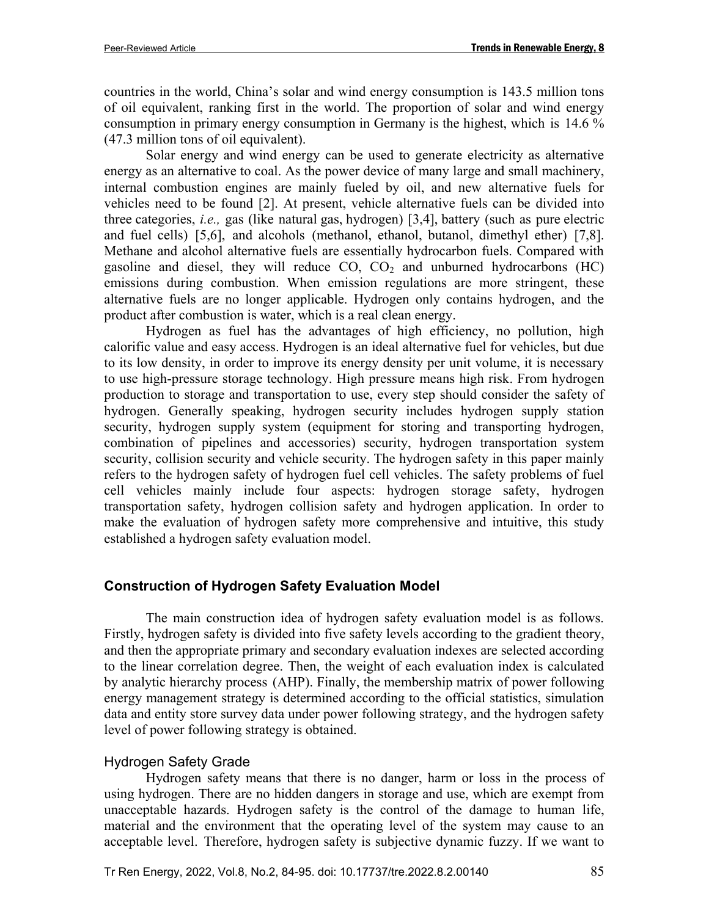countries in the world, China's solar and wind energy consumption is 143.5 million tons of oil equivalent, ranking first in the world. The proportion of solar and wind energy consumption in primary energy consumption in Germany is the highest, which is 14.6 % (47.3 million tons of oil equivalent).

Solar energy and wind energy can be used to generate electricity as alternative energy as an alternative to coal. As the power device of many large and small machinery, internal combustion engines are mainly fueled by oil, and new alternative fuels for vehicles need to be found [2]. At present, vehicle alternative fuels can be divided into three categories, *i.e.,* gas (like natural gas, hydrogen) [3,4], battery (such as pure electric and fuel cells) [5,6], and alcohols (methanol, ethanol, butanol, dimethyl ether) [7,8]. Methane and alcohol alternative fuels are essentially hydrocarbon fuels. Compared with gasoline and diesel, they will reduce CO, $CO_2$ and unburned hydrocarbons (HC) emissions during combustion. When emission regulations are more stringent, these alternative fuels are no longer applicable. Hydrogen only contains hydrogen, and the product after combustion is water, which is a real clean energy.

Hydrogen as fuel has the advantages of high efficiency, no pollution, high calorific value and easy access. Hydrogen is an ideal alternative fuel for vehicles, but due to its low density, in order to improve its energy density per unit volume, it is necessary to use high-pressure storage technology. High pressure means high risk. From hydrogen production to storage and transportation to use, every step should consider the safety of hydrogen. Generally speaking, hydrogen security includes hydrogen supply station security, hydrogen supply system (equipment for storing and transporting hydrogen, combination of pipelines and accessories) security, hydrogen transportation system security, collision security and vehicle security. The hydrogen safety in this paper mainly refers to the hydrogen safety of hydrogen fuel cell vehicles. The safety problems of fuel cell vehicles mainly include four aspects: hydrogen storage safety, hydrogen transportation safety, hydrogen collision safety and hydrogen application. In order to make the evaluation of hydrogen safety more comprehensive and intuitive, this study established a hydrogen safety evaluation model.

## Construction of Hydrogen Safety Evaluation Model

The main construction idea of hydrogen safety evaluation model is as follows. Firstly, hydrogen safety is divided into five safety levels according to the gradient theory, and then the appropriate primary and secondary evaluation indexes are selected according to the linear correlation degree. Then, the weight of each evaluation index is calculated by analytic hierarchy process (AHP). Finally, the membership matrix of power following energy management strategy is determined according to the official statistics, simulation data and entity store survey data under power following strategy, and the hydrogen safety level of power following strategy is obtained.

### Hydrogen Safety Grade

Hydrogen safety means that there is no danger, harm or loss in the process of using hydrogen. There are no hidden dangers in storage and use, which are exempt from unacceptable hazards. Hydrogen safety is the control of the damage to human life, material and the environment that the operating level of the system may cause to an acceptable level. Therefore, hydrogen safety is subjective dynamic fuzzy. If we want to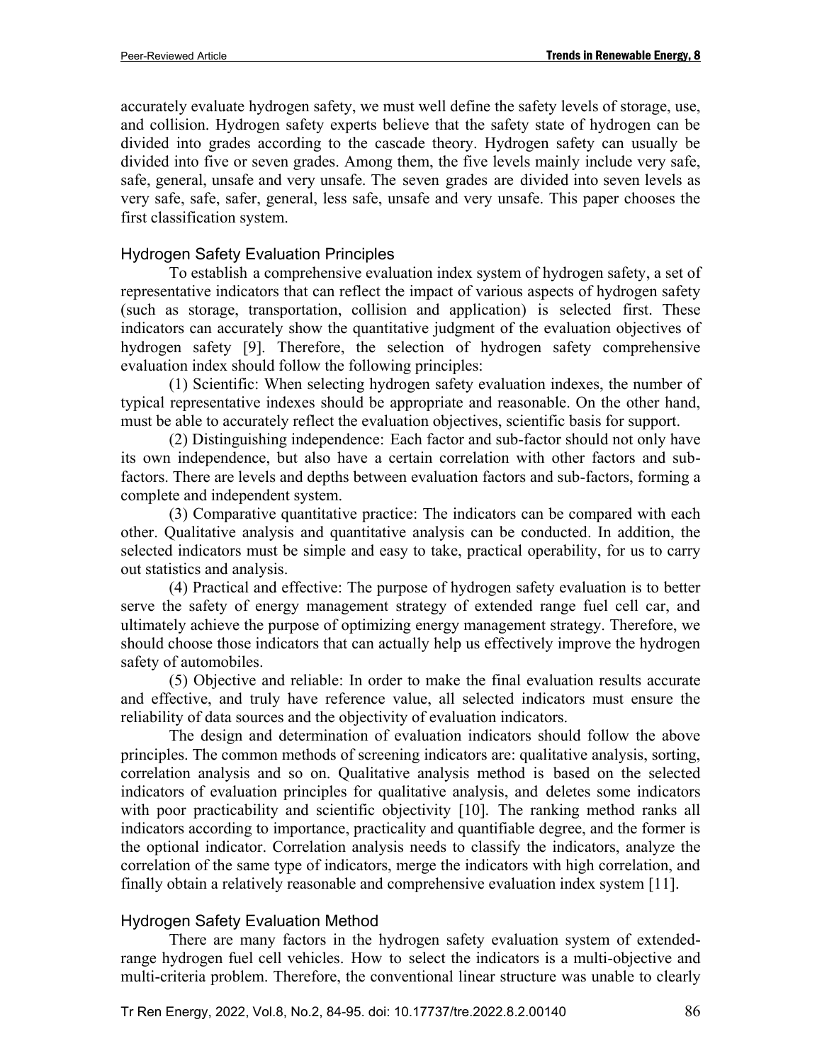accurately evaluate hydrogen safety, we must well define the safety levels of storage, use, and collision. Hydrogen safety experts believe that the safety state of hydrogen can be divided into grades according to the cascade theory. Hydrogen safety can usually be divided into five or seven grades. Among them, the five levels mainly include very safe, safe, general, unsafe and very unsafe. The seven grades are divided into seven levels as very safe, safe, safer, general, less safe, unsafe and very unsafe. This paper chooses the first classification system.

## Hydrogen Safety Evaluation Principles

To establish a comprehensive evaluation index system of hydrogen safety, a set of representative indicators that can reflect the impact of various aspects of hydrogen safety (such as storage, transportation, collision and application) is selected first. These indicators can accurately show the quantitative judgment of the evaluation objectives of hydrogen safety [9]. Therefore, the selection of hydrogen safety comprehensive evaluation index should follow the following principles:

(1) Scientific: When selecting hydrogen safety evaluation indexes, the number of typical representative indexes should be appropriate and reasonable. On the other hand, must be able to accurately reflect the evaluation objectives, scientific basis for support.

(2) Distinguishing independence: Each factor and sub-factor should not only have its own independence, but also have a certain correlation with other factors and sub-factors. There are levels and depths between evaluation factors and sub-factors, forming a complete and independent system.

(3) Comparative quantitative practice: The indicators can be compared with each other. Qualitative analysis and quantitative analysis can be conducted. In addition, the selected indicators must be simple and easy to take, practical operability, for us to carry out statistics and analysis.

(4) Practical and effective: The purpose of hydrogen safety evaluation is to better serve the safety of energy management strategy of extended range fuel cell car, and ultimately achieve the purpose of optimizing energy management strategy. Therefore, we should choose those indicators that can actually help us effectively improve the hydrogen safety of automobiles.

(5) Objective and reliable: In order to make the final evaluation results accurate and effective, and truly have reference value, all selected indicators must ensure the reliability of data sources and the objectivity of evaluation indicators.

The design and determination of evaluation indicators should follow the above principles. The common methods of screening indicators are: qualitative analysis, sorting, correlation analysis and so on. Qualitative analysis method is based on the selected indicators of evaluation principles for qualitative analysis, and deletes some indicators with poor practicability and scientific objectivity [10]. The ranking method ranks all indicators according to importance, practicality and quantifiable degree, and the former is the optional indicator. Correlation analysis needs to classify the indicators, analyze the correlation of the same type of indicators, merge the indicators with high correlation, and finally obtain a relatively reasonable and comprehensive evaluation index system [11].

## Hydrogen Safety Evaluation Method

There are many factors in the hydrogen safety evaluation system of extended-range hydrogen fuel cell vehicles. How to select the indicators is a multi-objective and multi-criteria problem. Therefore, the conventional linear structure was unable to clearly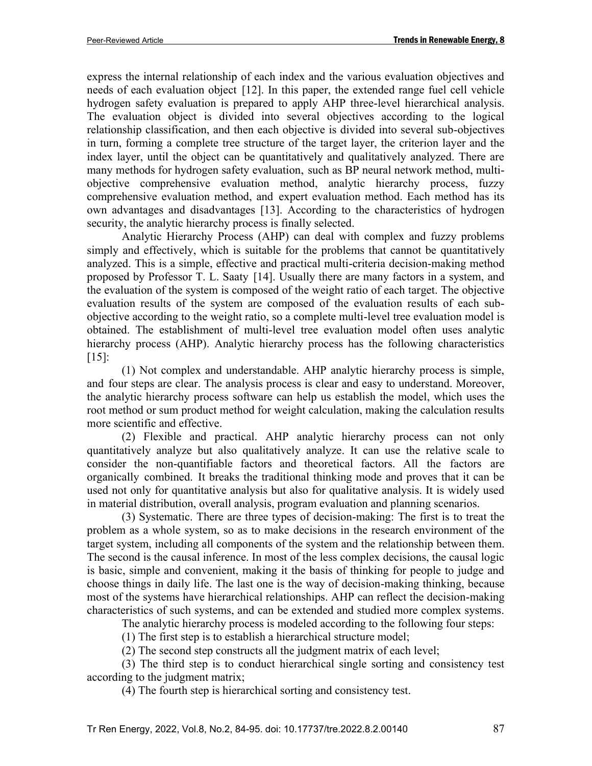express the internal relationship of each index and the various evaluation objectives and needs of each evaluation object [12]. In this paper, the extended range fuel cell vehicle hydrogen safety evaluation is prepared to apply AHP three-level hierarchical analysis. The evaluation object is divided into several objectives according to the logical relationship classification, and then each objective is divided into several sub-objectives in turn, forming a complete tree structure of the target layer, the criterion layer and the index layer, until the object can be quantitatively and qualitatively analyzed. There are many methods for hydrogen safety evaluation, such as BP neural network method, multi-objective comprehensive evaluation method, analytic hierarchy process, fuzzy comprehensive evaluation method, and expert evaluation method. Each method has its own advantages and disadvantages [13]. According to the characteristics of hydrogen security, the analytic hierarchy process is finally selected.

Analytic Hierarchy Process (AHP) can deal with complex and fuzzy problems simply and effectively, which is suitable for the problems that cannot be quantitatively analyzed. This is a simple, effective and practical multi-criteria decision-making method proposed by Professor T. L. Saaty [14]. Usually there are many factors in a system, and the evaluation of the system is composed of the weight ratio of each target. The objective evaluation results of the system are composed of the evaluation results of each sub-objective according to the weight ratio, so a complete multi-level tree evaluation model is obtained. The establishment of multi-level tree evaluation model often uses analytic hierarchy process (AHP). Analytic hierarchy process has the following characteristics [15]:

(1) Not complex and understandable. AHP analytic hierarchy process is simple, and four steps are clear. The analysis process is clear and easy to understand. Moreover, the analytic hierarchy process software can help us establish the model, which uses the root method or sum product method for weight calculation, making the calculation results more scientific and effective.

(2) Flexible and practical. AHP analytic hierarchy process can not only quantitatively analyze but also qualitatively analyze. It can use the relative scale to consider the non-quantifiable factors and theoretical factors. All the factors are organically combined. It breaks the traditional thinking mode and proves that it can be used not only for quantitative analysis but also for qualitative analysis. It is widely used in material distribution, overall analysis, program evaluation and planning scenarios.

(3) Systematic. There are three types of decision-making: The first is to treat the problem as a whole system, so as to make decisions in the research environment of the target system, including all components of the system and the relationship between them. The second is the causal inference. In most of the less complex decisions, the causal logic is basic, simple and convenient, making it the basis of thinking for people to judge and choose things in daily life. The last one is the way of decision-making thinking, because most of the systems have hierarchical relationships. AHP can reflect the decision-making characteristics of such systems, and can be extended and studied more complex systems.

The analytic hierarchy process is modeled according to the following four steps:

(1) The first step is to establish a hierarchical structure model;

(2) The second step constructs all the judgment matrix of each level;

(3) The third step is to conduct hierarchical single sorting and consistency test according to the judgment matrix;

(4) The fourth step is hierarchical sorting and consistency test.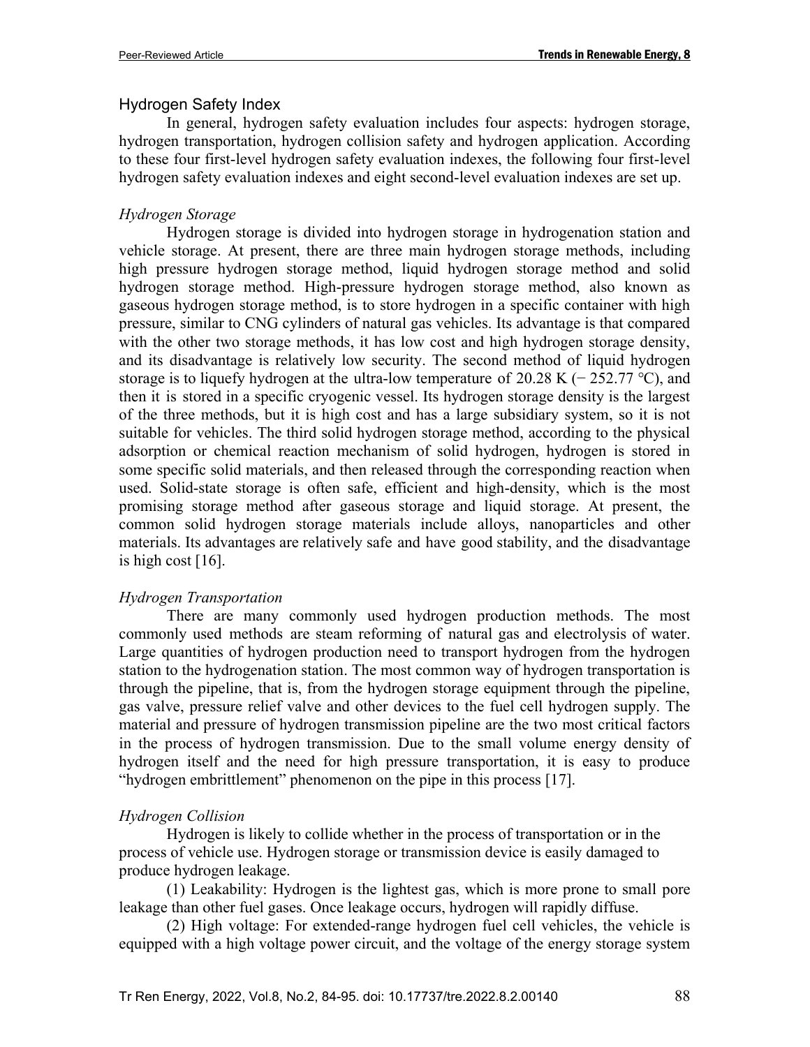## Hydrogen Safety Index

In general, hydrogen safety evaluation includes four aspects: hydrogen storage, hydrogen transportation, hydrogen collision safety and hydrogen application. According to these four first-level hydrogen safety evaluation indexes, the following four first-level hydrogen safety evaluation indexes and eight second-level evaluation indexes are set up.

### *Hydrogen Storage*

Hydrogen storage is divided into hydrogen storage in hydrogenation station and vehicle storage. At present, there are three main hydrogen storage methods, including high pressure hydrogen storage method, liquid hydrogen storage method and solid hydrogen storage method. High-pressure hydrogen storage method, also known as gaseous hydrogen storage method, is to store hydrogen in a specific container with high pressure, similar to CNG cylinders of natural gas vehicles. Its advantage is that compared with the other two storage methods, it has low cost and high hydrogen storage density, and its disadvantage is relatively low security. The second method of liquid hydrogen storage is to liquefy hydrogen at the ultra-low temperature of 20.28 K (− 252.77 ℃), and then it is stored in a specific cryogenic vessel. Its hydrogen storage density is the largest of the three methods, but it is high cost and has a large subsidiary system, so it is not suitable for vehicles. The third solid hydrogen storage method, according to the physical adsorption or chemical reaction mechanism of solid hydrogen, hydrogen is stored in some specific solid materials, and then released through the corresponding reaction when used. Solid-state storage is often safe, efficient and high-density, which is the most promising storage method after gaseous storage and liquid storage. At present, the common solid hydrogen storage materials include alloys, nanoparticles and other materials. Its advantages are relatively safe and have good stability, and the disadvantage is high cost [16].

### *Hydrogen Transportation*

There are many commonly used hydrogen production methods. The most commonly used methods are steam reforming of natural gas and electrolysis of water. Large quantities of hydrogen production need to transport hydrogen from the hydrogen station to the hydrogenation station. The most common way of hydrogen transportation is through the pipeline, that is, from the hydrogen storage equipment through the pipeline, gas valve, pressure relief valve and other devices to the fuel cell hydrogen supply. The material and pressure of hydrogen transmission pipeline are the two most critical factors in the process of hydrogen transmission. Due to the small volume energy density of hydrogen itself and the need for high pressure transportation, it is easy to produce "hydrogen embrittlement" phenomenon on the pipe in this process [17].

### *Hydrogen Collision*

Hydrogen is likely to collide whether in the process of transportation or in the process of vehicle use. Hydrogen storage or transmission device is easily damaged to produce hydrogen leakage.

(1) Leakability: Hydrogen is the lightest gas, which is more prone to small pore leakage than other fuel gases. Once leakage occurs, hydrogen will rapidly diffuse.

(2) High voltage: For extended-range hydrogen fuel cell vehicles, the vehicle is equipped with a high voltage power circuit, and the voltage of the energy storage system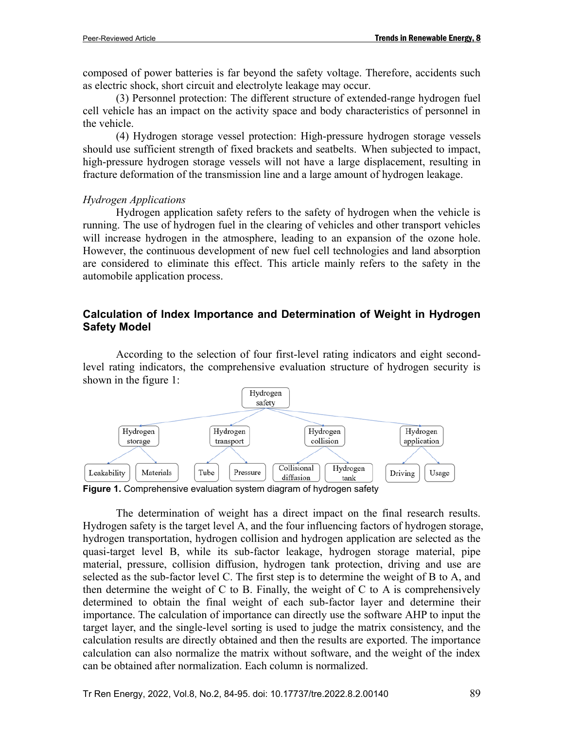composed of power batteries is far beyond the safety voltage. Therefore, accidents such as electric shock, short circuit and electrolyte leakage may occur.

(3) Personnel protection: The different structure of extended-range hydrogen fuel cell vehicle has an impact on the activity space and body characteristics of personnel in the vehicle.

(4) Hydrogen storage vessel protection: High-pressure hydrogen storage vessels should use sufficient strength of fixed brackets and seatbelts. When subjected to impact, high-pressure hydrogen storage vessels will not have a large displacement, resulting in fracture deformation of the transmission line and a large amount of hydrogen leakage.

*Hydrogen Applications*

Hydrogen application safety refers to the safety of hydrogen when the vehicle is running. The use of hydrogen fuel in the clearing of vehicles and other transport vehicles will increase hydrogen in the atmosphere, leading to an expansion of the ozone hole. However, the continuous development of new fuel cell technologies and land absorption are considered to eliminate this effect. This article mainly refers to the safety in the automobile application process.

## Calculation of Index Importance and Determination of Weight in Hydrogen Safety Model

According to the selection of four first-level rating indicators and eight second-level rating indicators, the comprehensive evaluation structure of hydrogen security is shown in the figure 1:

**Figure 1.** Comprehensive evaluation system diagram of hydrogen safety

The determination of weight has a direct impact on the final research results. Hydrogen safety is the target level A, and the four influencing factors of hydrogen storage, hydrogen transportation, hydrogen collision and hydrogen application are selected as the quasi-target level B, while its sub-factor leakage, hydrogen storage material, pipe material, pressure, collision diffusion, hydrogen tank protection, driving and use are selected as the sub-factor level C. The first step is to determine the weight of B to A, and then determine the weight of C to B. Finally, the weight of C to A is comprehensively determined to obtain the final weight of each sub-factor layer and determine their importance. The calculation of importance can directly use the software AHP to input the target layer, and the single-level sorting is used to judge the matrix consistency, and the calculation results are directly obtained and then the results are exported. The importance calculation can also normalize the matrix without software, and the weight of the index can be obtained after normalization. Each column is normalized.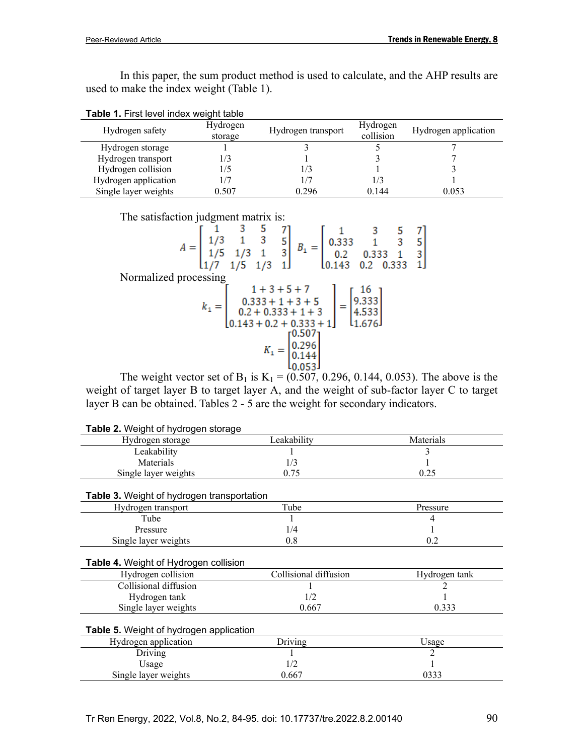In this paper, the sum product method is used to calculate, and the AHP results are used to make the index weight (Table 1).

**Table 1.** First level index weight table

| Hydrogen safety | Hydrogen storage | Hydrogen transport | Hydrogen collision | Hydrogen application |
|---|---|---|---|---|
| Hydrogen storage | 1 | 3 | 5 | 7 |
| Hydrogen transport | 1/3 | 1 | 3 | 7 |
| Hydrogen collision | 1/5 | 1/3 | 1 | 3 |
| Hydrogen application | 1/7 | 1/7 | 1/3 | 1 |
| Single layer weights | 0.507 | 0.296 | 0.144 | 0.053 |

The satisfaction judgment matrix is:

$$A = \begin{bmatrix} 1 & 3 & 5 & 7 \\ 1/3 & 1 & 3 & 5 \\ 1/5 & 1/3 & 1 & 3 \\ 1/7 & 1/5 & 1/3 & 1 \end{bmatrix} \quad B_1 = \begin{bmatrix} 1 & 3 & 5 & 7 \\ 0.333 & 1 & 3 & 5 \\ 0.2 & 0.333 & 1 & 3 \\ 0.143 & 0.2 & 0.333 & 1 \end{bmatrix}$$

Normalized processing

$$k_1 = \begin{bmatrix} 1+3+5+7 \\ 0.333+1+3+5 \\ 0.2+0.333+1+3 \\ 0.143+0.2+0.333+1 \end{bmatrix} = \begin{bmatrix} 16 \\ 9.333 \\ 4.533 \\ 1.676 \end{bmatrix}$$

$$K_1 = \begin{bmatrix} 0.507 \\ 0.296 \\ 0.144 \\ 0.053 \end{bmatrix}$$

The weight vector set of $B_1$ is $K_1 = (0.507, 0.296, 0.144, 0.053)$. The above is the weight of target layer B to target layer A, and the weight of sub-factor layer C to target layer B can be obtained. Tables 2 - 5 are the weight for secondary indicators.

**Table 2.** Weight of hydrogen storage

| Hydrogen storage | Leakability | Materials |
|---|---|---|
| Leakability | 1 | 3 |
| Materials | 1/3 | 1 |
| Single layer weights | 0.75 | 0.25 |

**Table 3.** Weight of hydrogen transportation

| Hydrogen transport | Tube | Pressure |
|---|---|---|
| Tube | 1 | 4 |
| Pressure | 1/4 | 1 |
| Single layer weights | 0.8 | 0.2 |

**Table 4.** Weight of Hydrogen collision

| Hydrogen collision | Collisional diffusion | Hydrogen tank |
|---|---|---|
| Collisional diffusion | 1 | 2 |
| Hydrogen tank | 1/2 | 1 |
| Single layer weights | 0.667 | 0.333 |

**Table 5.** Weight of hydrogen application

| Hydrogen application | Driving | Usage |
|---|---|---|
| Driving | 1 | 2 |
| Usage | 1/2 | 1 |
| Single layer weights | 0.667 | 0333 |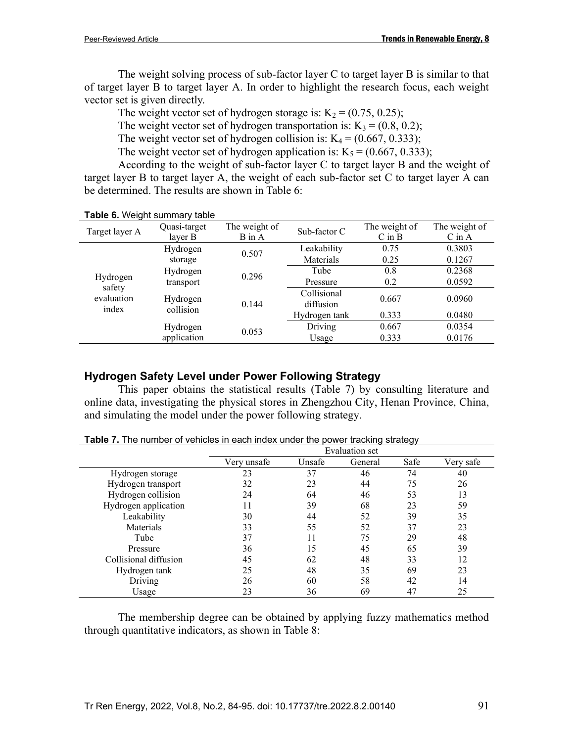The weight solving process of sub-factor layer C to target layer B is similar to that of target layer B to target layer A. In order to highlight the research focus, each weight vector set is given directly.

The weight vector set of hydrogen storage is: $K_2 = (0.75, 0.25)$;

The weight vector set of hydrogen transportation is: $K_3 = (0.8, 0.2)$;

The weight vector set of hydrogen collision is: $K_4 = (0.667, 0.333)$;

The weight vector set of hydrogen application is: $K_5 = (0.667, 0.333)$;

According to the weight of sub-factor layer C to target layer B and the weight of target layer B to target layer A, the weight of each sub-factor set C to target layer A can be determined. The results are shown in Table 6:

**Table 6.** Weight summary table

| Target layer A | Quasi-target layer B | The weight of B in A | Sub-factor C | The weight of C in B | The weight of C in A |
|---|---|---|---|---|---|
| Hydrogen safety evaluation index | Hydrogen storage | 0.507 | Leakability | 0.75 | 0.3803 |
| | | | Materials | 0.25 | 0.1267 |
| | Hydrogen transport | 0.296 | Tube | 0.8 | 0.2368 |
| | | | Pressure | 0.2 | 0.0592 |
| | Hydrogen collision | 0.144 | Collisional diffusion | 0.667 | 0.0960 |
| | | | Hydrogen tank | 0.333 | 0.0480 |
| | Hydrogen application | 0.053 | Driving | 0.667 | 0.0354 |
| | | | Usage | 0.333 | 0.0176 |

## Hydrogen Safety Level under Power Following Strategy

This paper obtains the statistical results (Table 7) by consulting literature and online data, investigating the physical stores in Zhengzhou City, Henan Province, China, and simulating the model under the power following strategy.

**Table 7.** The number of vehicles in each index under the power tracking strategy

| | Evaluation set | | | | |
|---|---|---|---|---|---|
| | Very unsafe | Unsafe | General | Safe | Very safe |
| Hydrogen storage | 23 | 37 | 46 | 74 | 40 |
| Hydrogen transport | 32 | 23 | 44 | 75 | 26 |
| Hydrogen collision | 24 | 64 | 46 | 53 | 13 |
| Hydrogen application | 11 | 39 | 68 | 23 | 59 |
| Leakability | 30 | 44 | 52 | 39 | 35 |
| Materials | 33 | 55 | 52 | 37 | 23 |
| Tube | 37 | 11 | 75 | 29 | 48 |
| Pressure | 36 | 15 | 45 | 65 | 39 |
| Collisional diffusion | 45 | 62 | 48 | 33 | 12 |
| Hydrogen tank | 25 | 48 | 35 | 69 | 23 |
| Driving | 26 | 60 | 58 | 42 | 14 |
| Usage | 23 | 36 | 69 | 47 | 25 |

The membership degree can be obtained by applying fuzzy mathematics method through quantitative indicators, as shown in Table 8: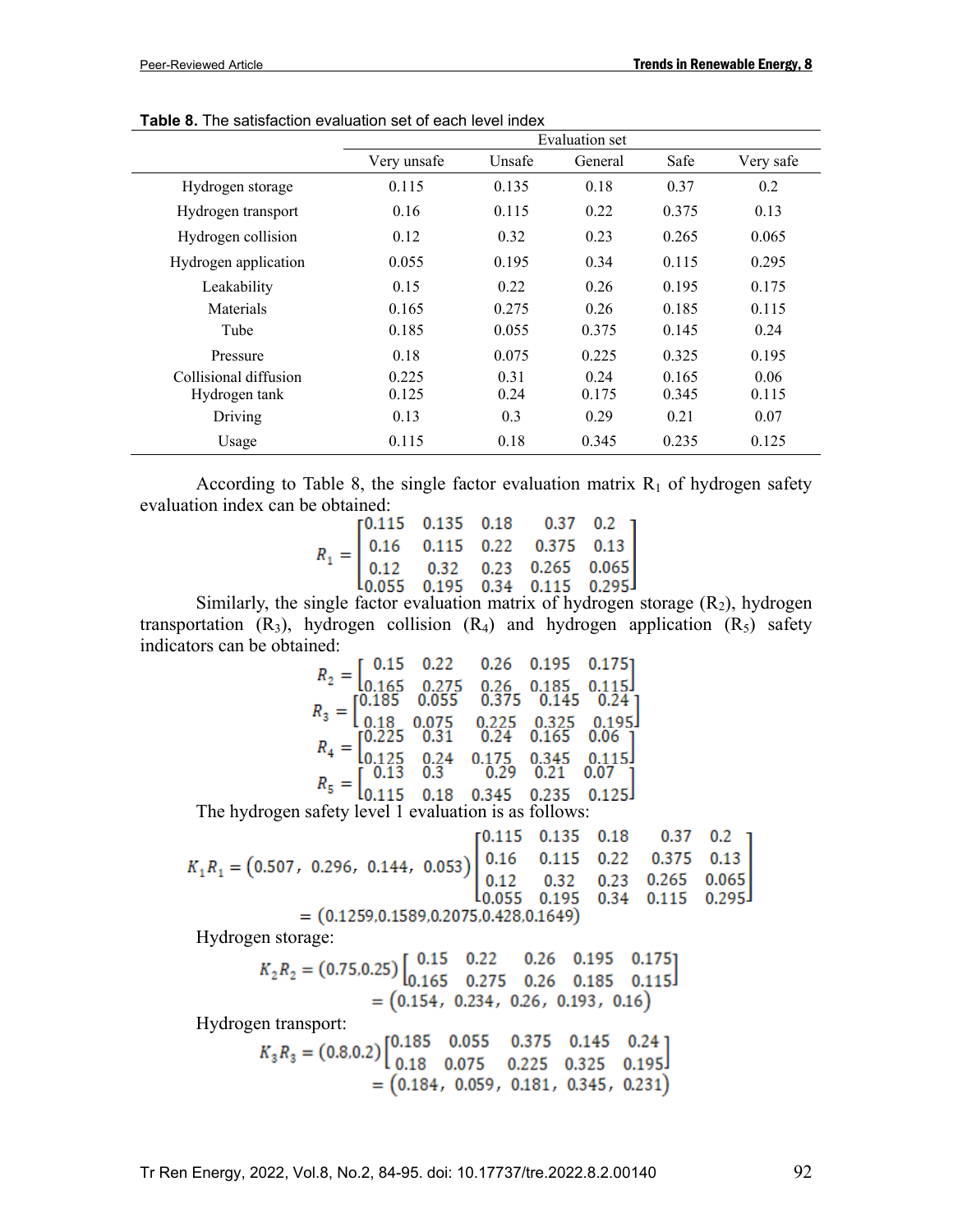**Table 8.** The satisfaction evaluation set of each level index

| | Evaluation set | | | | |
|---|---|---|---|---|---|
| | Very unsafe | Unsafe | General | Safe | Very safe |
| Hydrogen storage | 0.115 | 0.135 | 0.18 | 0.37 | 0.2 |
| Hydrogen transport | 0.16 | 0.115 | 0.22 | 0.375 | 0.13 |
| Hydrogen collision | 0.12 | 0.32 | 0.23 | 0.265 | 0.065 |
| Hydrogen application | 0.055 | 0.195 | 0.34 | 0.115 | 0.295 |
| Leakability | 0.15 | 0.22 | 0.26 | 0.195 | 0.175 |
| Materials | 0.165 | 0.275 | 0.26 | 0.185 | 0.115 |
| Tube | 0.185 | 0.055 | 0.375 | 0.145 | 0.24 |
| Pressure | 0.18 | 0.075 | 0.225 | 0.325 | 0.195 |
| Collisional diffusion | 0.225 | 0.31 | 0.24 | 0.165 | 0.06 |
| Hydrogen tank | 0.125 | 0.24 | 0.175 | 0.345 | 0.115 |
| Driving | 0.13 | 0.3 | 0.29 | 0.21 | 0.07 |
| Usage | 0.115 | 0.18 | 0.345 | 0.235 | 0.125 |

According to Table 8, the single factor evaluation matrix $R_1$ of hydrogen safety evaluation index can be obtained:

$$R_1 = \begin{bmatrix} 0.115 & 0.135 & 0.18 & 0.37 & 0.2 \\ 0.16 & 0.115 & 0.22 & 0.375 & 0.13 \\ 0.12 & 0.32 & 0.23 & 0.265 & 0.065 \\ 0.055 & 0.195 & 0.34 & 0.115 & 0.295 \end{bmatrix}$$

Similarly, the single factor evaluation matrix of hydrogen storage ($R_2$), hydrogen transportation ($R_3$), hydrogen collision ($R_4$) and hydrogen application ($R_5$) safety indicators can be obtained:

$$R_2 = \begin{bmatrix} 0.15 & 0.22 & 0.26 & 0.195 & 0.175 \\ 0.165 & 0.275 & 0.26 & 0.185 & 0.115 \end{bmatrix}$$

$$R_3 = \begin{bmatrix} 0.185 & 0.055 & 0.375 & 0.145 & 0.24 \\ 0.18 & 0.075 & 0.225 & 0.325 & 0.195 \end{bmatrix}$$

$$R_4 = \begin{bmatrix} 0.225 & 0.31 & 0.24 & 0.165 & 0.06 \\ 0.125 & 0.24 & 0.175 & 0.345 & 0.115 \end{bmatrix}$$

$$R_5 = \begin{bmatrix} 0.13 & 0.3 & 0.29 & 0.21 & 0.07 \\ 0.115 & 0.18 & 0.345 & 0.235 & 0.125 \end{bmatrix}$$

The hydrogen safety level 1 evaluation is as follows:

$$K_1R_1 = (0.507,\ 0.296,\ 0.144,\ 0.053) \begin{bmatrix} 0.115 & 0.135 & 0.18 & 0.37 & 0.2 \\ 0.16 & 0.115 & 0.22 & 0.375 & 0.13 \\ 0.12 & 0.32 & 0.23 & 0.265 & 0.065 \\ 0.055 & 0.195 & 0.34 & 0.115 & 0.295 \end{bmatrix}$$
$$= (0.1259, 0.1589, 0.2075, 0.428, 0.1649)$$

Hydrogen storage:

$$K_2R_2 = (0.75, 0.25) \begin{bmatrix} 0.15 & 0.22 & 0.26 & 0.195 & 0.175 \\ 0.165 & 0.275 & 0.26 & 0.185 & 0.115 \end{bmatrix}$$
$$= (0.154,\ 0.234,\ 0.26,\ 0.193,\ 0.16)$$

Hydrogen transport:

$$K_3R_3 = (0.8, 0.2) \begin{bmatrix} 0.185 & 0.055 & 0.375 & 0.145 & 0.24 \\ 0.18 & 0.075 & 0.225 & 0.325 & 0.195 \end{bmatrix}$$
$$= (0.184,\ 0.059,\ 0.181,\ 0.345,\ 0.231)$$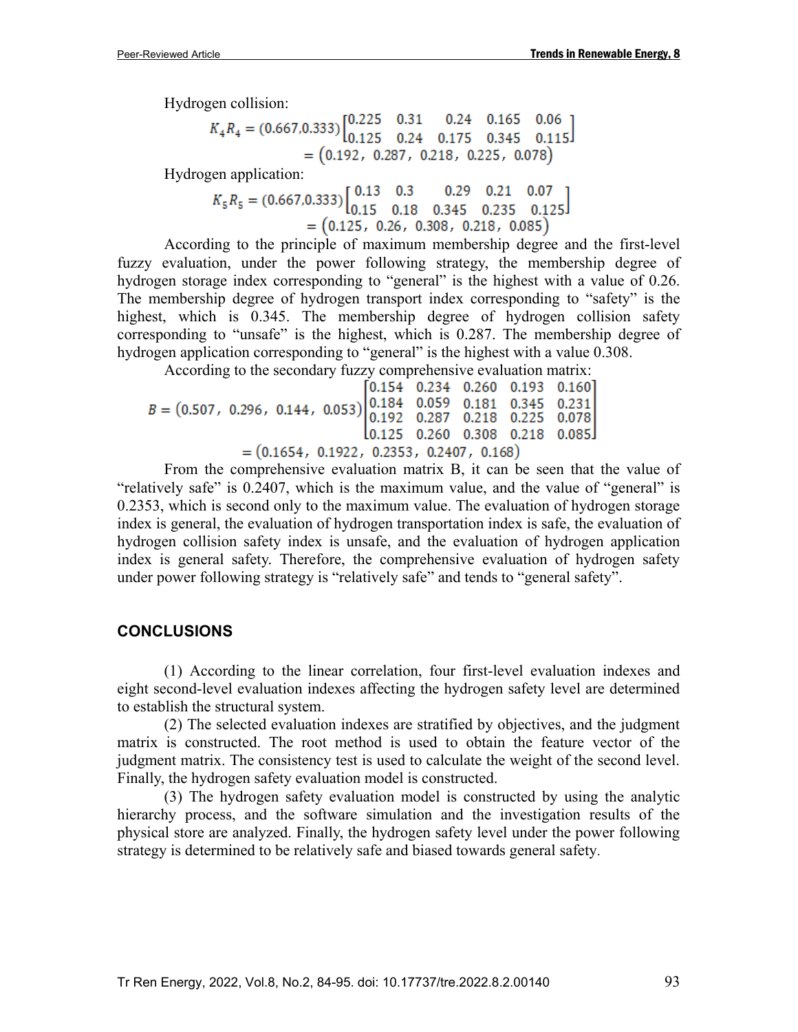Hydrogen collision:

$$K_4R_4 = (0.667,0.333)\begin{bmatrix} 0.225 & 0.31 & 0.24 & 0.165 & 0.06 \\ 0.125 & 0.24 & 0.175 & 0.345 & 0.115 \end{bmatrix}$$
$$= (0.192,\ 0.287,\ 0.218,\ 0.225,\ 0.078)$$

Hydrogen application:

$$K_5R_5 = (0.667,0.333)\begin{bmatrix} 0.13 & 0.3 & 0.29 & 0.21 & 0.07 \\ 0.15 & 0.18 & 0.345 & 0.235 & 0.125 \end{bmatrix}$$
$$= (0.125,\ 0.26,\ 0.308,\ 0.218,\ 0.085)$$

According to the principle of maximum membership degree and the first-level fuzzy evaluation, under the power following strategy, the membership degree of hydrogen storage index corresponding to "general" is the highest with a value of 0.26. The membership degree of hydrogen transport index corresponding to "safety" is the highest, which is 0.345. The membership degree of hydrogen collision safety corresponding to "unsafe" is the highest, which is 0.287. The membership degree of hydrogen application corresponding to "general" is the highest with a value 0.308.

According to the secondary fuzzy comprehensive evaluation matrix:

$$B = (0.507,\ 0.296,\ 0.144,\ 0.053)\begin{bmatrix} 0.154 & 0.234 & 0.260 & 0.193 & 0.160 \\ 0.184 & 0.059 & 0.181 & 0.345 & 0.231 \\ 0.192 & 0.287 & 0.218 & 0.225 & 0.078 \\ 0.125 & 0.260 & 0.308 & 0.218 & 0.085 \end{bmatrix}$$
$$= (0.1654,\ 0.1922,\ 0.2353,\ 0.2407,\ 0.168)$$

From the comprehensive evaluation matrix B, it can be seen that the value of "relatively safe" is 0.2407, which is the maximum value, and the value of "general" is 0.2353, which is second only to the maximum value. The evaluation of hydrogen storage index is general, the evaluation of hydrogen transportation index is safe, the evaluation of hydrogen collision safety index is unsafe, and the evaluation of hydrogen application index is general safety. Therefore, the comprehensive evaluation of hydrogen safety under power following strategy is "relatively safe" and tends to "general safety".

## CONCLUSIONS

(1) According to the linear correlation, four first-level evaluation indexes and eight second-level evaluation indexes affecting the hydrogen safety level are determined to establish the structural system.

(2) The selected evaluation indexes are stratified by objectives, and the judgment matrix is constructed. The root method is used to obtain the feature vector of the judgment matrix. The consistency test is used to calculate the weight of the second level. Finally, the hydrogen safety evaluation model is constructed.

(3) The hydrogen safety evaluation model is constructed by using the analytic hierarchy process, and the software simulation and the investigation results of the physical store are analyzed. Finally, the hydrogen safety level under the power following strategy is determined to be relatively safe and biased towards general safety.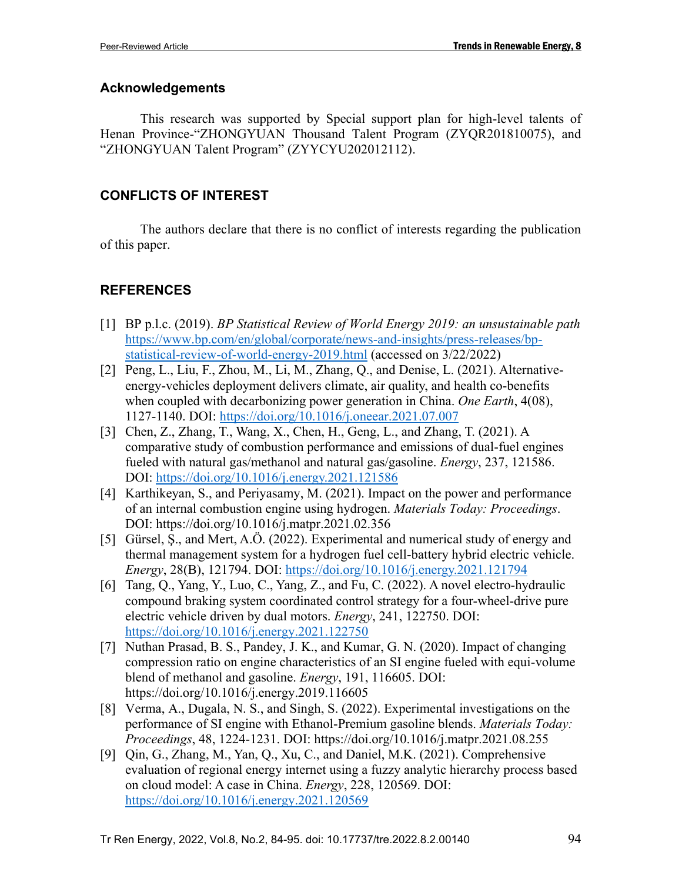## Acknowledgements

This research was supported by Special support plan for high-level talents of Henan Province-"ZHONGYUAN Thousand Talent Program (ZYQR201810075), and "ZHONGYUAN Talent Program" (ZYYCYU202012112).

## CONFLICTS OF INTEREST

The authors declare that there is no conflict of interests regarding the publication of this paper.

## REFERENCES

[1] BP p.l.c. (2019). *BP Statistical Review of World Energy 2019: an unsustainable path* https://www.bp.com/en/global/corporate/news-and-insights/press-releases/bp-statistical-review-of-world-energy-2019.html (accessed on 3/22/2022)

[2] Peng, L., Liu, F., Zhou, M., Li, M., Zhang, Q., and Denise, L. (2021). Alternative-energy-vehicles deployment delivers climate, air quality, and health co-benefits when coupled with decarbonizing power generation in China. *One Earth*, 4(08), 1127-1140. DOI: https://doi.org/10.1016/j.oneear.2021.07.007

[3] Chen, Z., Zhang, T., Wang, X., Chen, H., Geng, L., and Zhang, T. (2021). A comparative study of combustion performance and emissions of dual-fuel engines fueled with natural gas/methanol and natural gas/gasoline. *Energy*, 237, 121586. DOI: https://doi.org/10.1016/j.energy.2021.121586

[4] Karthikeyan, S., and Periyasamy, M. (2021). Impact on the power and performance of an internal combustion engine using hydrogen. *Materials Today: Proceedings*. DOI: https://doi.org/10.1016/j.matpr.2021.02.356

[5] Gürsel, Ş., and Mert, A.Ö. (2022). Experimental and numerical study of energy and thermal management system for a hydrogen fuel cell-battery hybrid electric vehicle. *Energy*, 28(B), 121794. DOI: https://doi.org/10.1016/j.energy.2021.121794

[6] Tang, Q., Yang, Y., Luo, C., Yang, Z., and Fu, C. (2022). A novel electro-hydraulic compound braking system coordinated control strategy for a four-wheel-drive pure electric vehicle driven by dual motors. *Energy*, 241, 122750. DOI: https://doi.org/10.1016/j.energy.2021.122750

[7] Nuthan Prasad, B. S., Pandey, J. K., and Kumar, G. N. (2020). Impact of changing compression ratio on engine characteristics of an SI engine fueled with equi-volume blend of methanol and gasoline. *Energy*, 191, 116605. DOI: https://doi.org/10.1016/j.energy.2019.116605

[8] Verma, A., Dugala, N. S., and Singh, S. (2022). Experimental investigations on the performance of SI engine with Ethanol-Premium gasoline blends. *Materials Today: Proceedings*, 48, 1224-1231. DOI: https://doi.org/10.1016/j.matpr.2021.08.255

[9] Qin, G., Zhang, M., Yan, Q., Xu, C., and Daniel, M.K. (2021). Comprehensive evaluation of regional energy internet using a fuzzy analytic hierarchy process based on cloud model: A case in China. *Energy*, 228, 120569. DOI: https://doi.org/10.1016/j.energy.2021.120569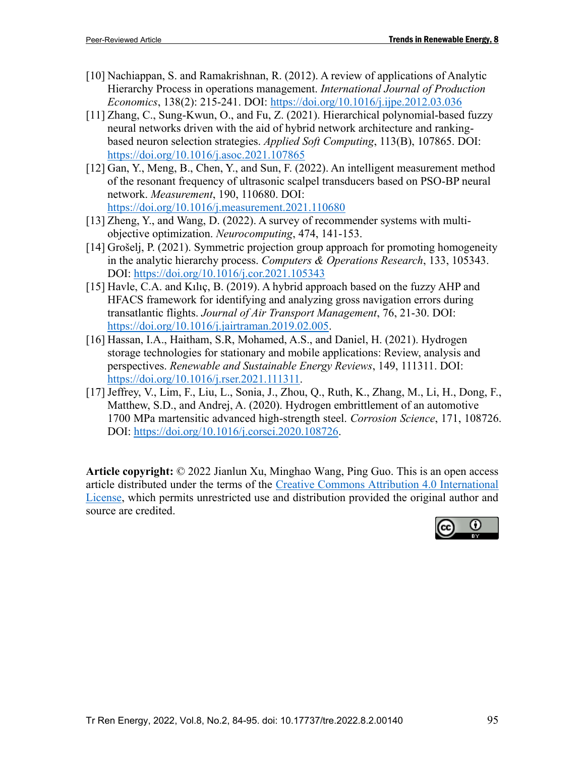[10] Nachiappan, S. and Ramakrishnan, R. (2012). A review of applications of Analytic Hierarchy Process in operations management. *International Journal of Production Economics*, 138(2): 215-241. DOI: https://doi.org/10.1016/j.ijpe.2012.03.036

[11] Zhang, C., Sung-Kwun, O., and Fu, Z. (2021). Hierarchical polynomial-based fuzzy neural networks driven with the aid of hybrid network architecture and ranking-based neuron selection strategies. *Applied Soft Computing*, 113(B), 107865. DOI: https://doi.org/10.1016/j.asoc.2021.107865

[12] Gan, Y., Meng, B., Chen, Y., and Sun, F. (2022). An intelligent measurement method of the resonant frequency of ultrasonic scalpel transducers based on PSO-BP neural network. *Measurement*, 190, 110680. DOI: https://doi.org/10.1016/j.measurement.2021.110680

[13] Zheng, Y., and Wang, D. (2022). A survey of recommender systems with multi-objective optimization. *Neurocomputing*, 474, 141-153.

[14] Grošelj, P. (2021). Symmetric projection group approach for promoting homogeneity in the analytic hierarchy process. *Computers & Operations Research*, 133, 105343. DOI: https://doi.org/10.1016/j.cor.2021.105343

[15] Havle, C.A. and Kılıç, B. (2019). A hybrid approach based on the fuzzy AHP and HFACS framework for identifying and analyzing gross navigation errors during transatlantic flights. *Journal of Air Transport Management*, 76, 21-30. DOI: https://doi.org/10.1016/j.jairtraman.2019.02.005.

[16] Hassan, I.A., Haitham, S.R, Mohamed, A.S., and Daniel, H. (2021). Hydrogen storage technologies for stationary and mobile applications: Review, analysis and perspectives. *Renewable and Sustainable Energy Reviews*, 149, 111311. DOI: https://doi.org/10.1016/j.rser.2021.111311.

[17] Jeffrey, V., Lim, F., Liu, L., Sonia, J., Zhou, Q., Ruth, K., Zhang, M., Li, H., Dong, F., Matthew, S.D., and Andrej, A. (2020). Hydrogen embrittlement of an automotive 1700 MPa martensitic advanced high-strength steel. *Corrosion Science*, 171, 108726. DOI: https://doi.org/10.1016/j.corsci.2020.108726.

**Article copyright:** © 2022 Jianlun Xu, Minghao Wang, Ping Guo. This is an open access article distributed under the terms of the Creative Commons Attribution 4.0 International License, which permits unrestricted use and distribution provided the original author and source are credited.